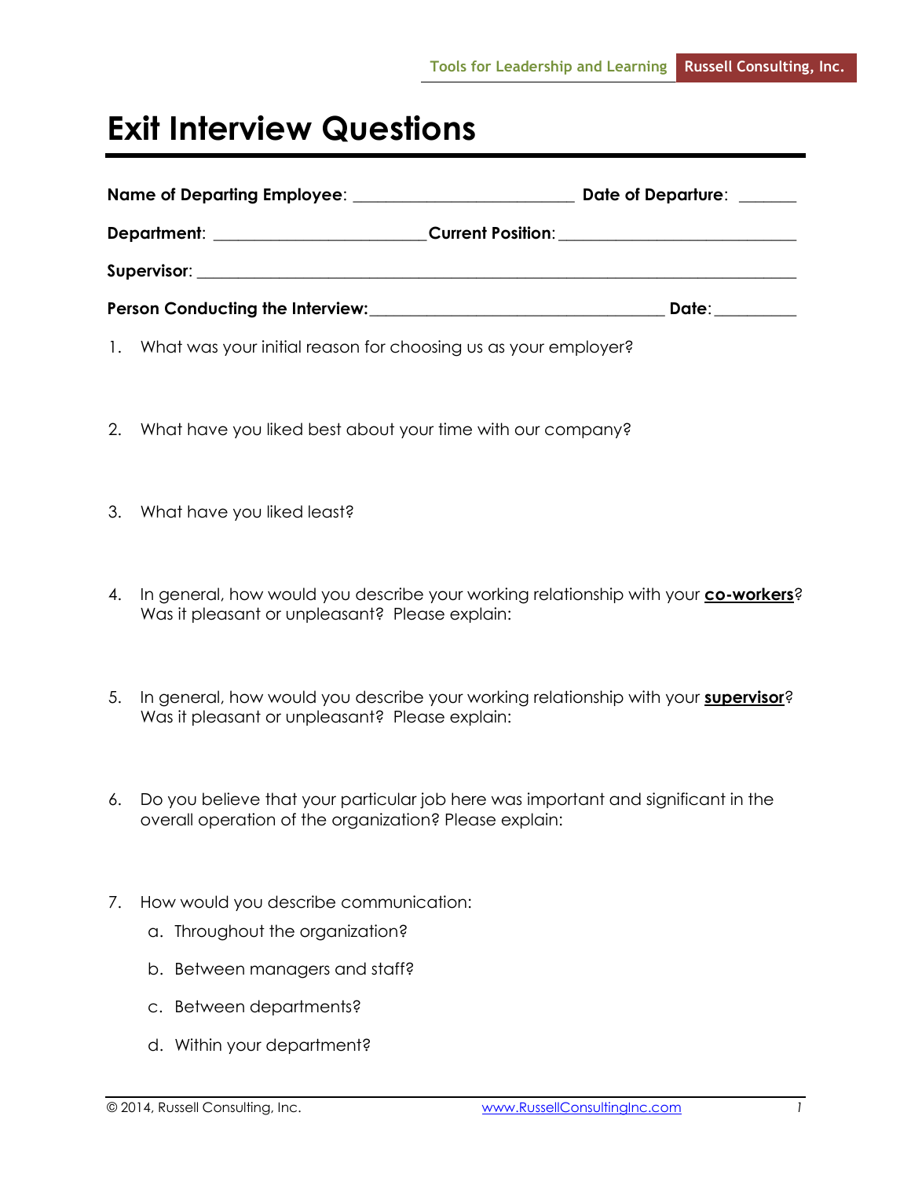# Exit Interview Questions

**Name of Departing Employee**: __________________________ **Date of Departure**: _______

**Department**: _________________________ **Current Position**: ____________________________

**Supervisor**: __________________________________________________________________________

**Person Conducting the Interview:** ___________________________________ **Date**: __________

1. What was your initial reason for choosing us as your employer?

2. What have you liked best about your time with our company?

3. What have you liked least?

4. In general, how would you describe your working relationship with your **co-workers**? Was it pleasant or unpleasant? Please explain:

5. In general, how would you describe your working relationship with your **supervisor**? Was it pleasant or unpleasant? Please explain:

6. Do you believe that your particular job here was important and significant in the overall operation of the organization? Please explain:

7. How would you describe communication:
   a. Throughout the organization?
   b. Between managers and staff?
   c. Between departments?
   d. Within your department?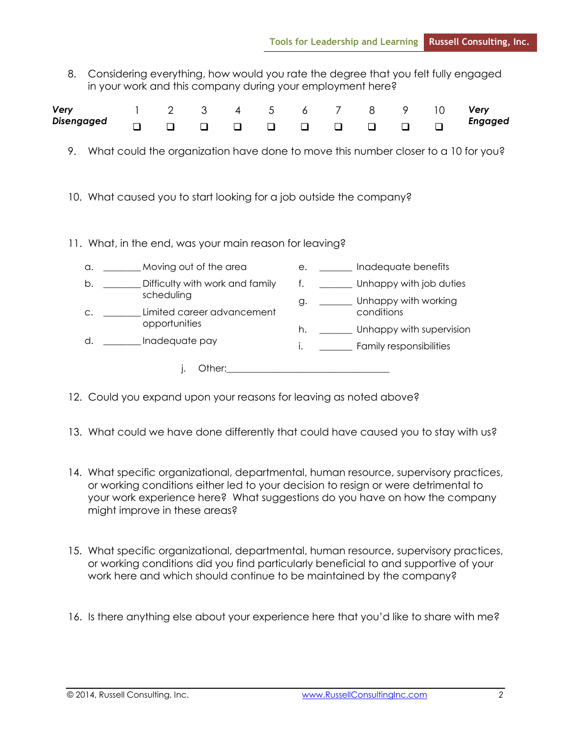8. Considering everything, how would you rate the degree that you felt fully engaged in your work and this company during your employment here?

| | 1 | 2 | 3 | 4 | 5 | 6 | 7 | 8 | 9 | 10 | |
|---|---|---|---|---|---|---|---|---|---|---|---|
| ***Very Disengaged*** | ❑ | ❑ | ❑ | ❑ | ❑ | ❑ | ❑ | ❑ | ❑ | ❑ | ***Very Engaged*** |

9. What could the organization have done to move this number closer to a 10 for you?

10. What caused you to start looking for a job outside the company?

11. What, in the end, was your main reason for leaving?

    a. ________ Moving out of the area
    b. ________ Difficulty with work and family scheduling
    c. ________ Limited career advancement opportunities
    d. ________ Inadequate pay
    e. _______ Inadequate benefits
    f. _______ Unhappy with job duties
    g. _______ Unhappy with working conditions
    h. _______ Unhappy with supervision
    i. _______ Family responsibilities
    j. Other:__________________________________

12. Could you expand upon your reasons for leaving as noted above?

13. What could we have done differently that could have caused you to stay with us?

14. What specific organizational, departmental, human resource, supervisory practices, or working conditions either led to your decision to resign or were detrimental to your work experience here? What suggestions do you have on how the company might improve in these areas?

15. What specific organizational, departmental, human resource, supervisory practices, or working conditions did you find particularly beneficial to and supportive of your work here and which should continue to be maintained by the company?

16. Is there anything else about your experience here that you'd like to share with me?